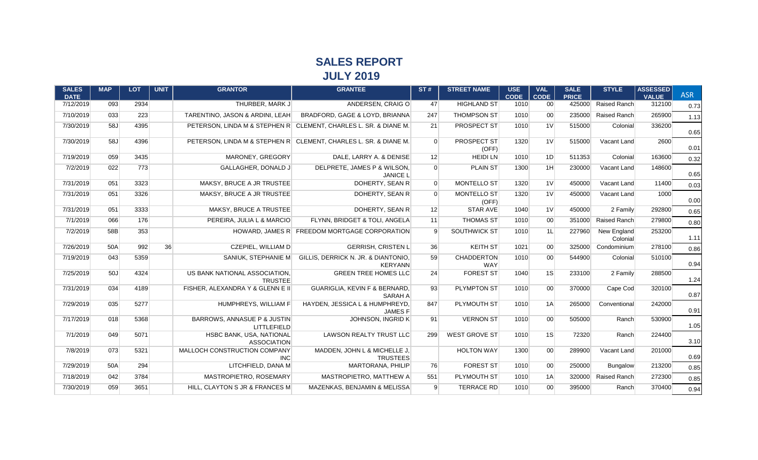# SALES REPORT

## JULY 2019

| SALES DATE | MAP | LOT | UNIT | GRANTOR | GRANTEE | ST # | STREET NAME | USE CODE | VAL CODE | SALE PRICE | STYLE | ASSESSED VALUE | ASR |
|---|---|---|---|---|---|---|---|---|---|---|---|---|---|
| 7/12/2019 | 093 | 2934 | | THURBER, MARK J | ANDERSEN, CRAIG O | 47 | HIGHLAND ST | 1010 | 00 | 425000 | Raised Ranch | 312100 | 0.73 |
| 7/10/2019 | 033 | 223 | | TARENTINO, JASON & ARDINI, LEAH | BRADFORD, GAGE & LOYD, BRIANNA | 247 | THOMPSON ST | 1010 | 00 | 235000 | Raised Ranch | 265900 | 1.13 |
| 7/30/2019 | 58J | 4395 | | PETERSON, LINDA M & STEPHEN R | CLEMENT, CHARLES L. SR. & DIANE M. | 21 | PROSPECT ST | 1010 | 1V | 515000 | Colonial | 336200 | 0.65 |
| 7/30/2019 | 58J | 4396 | | PETERSON, LINDA M & STEPHEN R | CLEMENT, CHARLES L. SR. & DIANE M. | 0 | PROSPECT ST (OFF) | 1320 | 1V | 515000 | Vacant Land | 2600 | 0.01 |
| 7/19/2019 | 059 | 3435 | | MARONEY, GREGORY | DALE, LARRY A. & DENISE | 12 | HEIDI LN | 1010 | 1D | 511353 | Colonial | 163600 | 0.32 |
| 7/2/2019 | 022 | 773 | | GALLAGHER, DONALD J | DELPRETE, JAMES P & WILSON, JANICE L | 0 | PLAIN ST | 1300 | 1H | 230000 | Vacant Land | 148600 | 0.65 |
| 7/31/2019 | 051 | 3323 | | MAKSY, BRUCE A JR TRUSTEE | DOHERTY, SEAN R | 0 | MONTELLO ST | 1320 | 1V | 450000 | Vacant Land | 11400 | 0.03 |
| 7/31/2019 | 051 | 3326 | | MAKSY, BRUCE A JR TRUSTEE | DOHERTY, SEAN R | 0 | MONTELLO ST (OFF) | 1320 | 1V | 450000 | Vacant Land | 1000 | 0.00 |
| 7/31/2019 | 051 | 3333 | | MAKSY, BRUCE A TRUSTEE | DOHERTY, SEAN R | 12 | STAR AVE | 1040 | 1V | 450000 | 2 Family | 292800 | 0.65 |
| 7/1/2019 | 066 | 176 | | PEREIRA, JULIA L & MARCIO | FLYNN, BRIDGET & TOLI, ANGELA | 11 | THOMAS ST | 1010 | 00 | 351000 | Raised Ranch | 279800 | 0.80 |
| 7/2/2019 | 58B | 353 | | HOWARD, JAMES R | FREEDOM MORTGAGE CORPORATION | 9 | SOUTHWICK ST | 1010 | 1L | 227960 | New England Colonial | 253200 | 1.11 |
| 7/26/2019 | 50A | 992 | 36 | CZEPIEL, WILLIAM D | GERRISH, CRISTEN L | 36 | KEITH ST | 1021 | 00 | 325000 | Condominium | 278100 | 0.86 |
| 7/19/2019 | 043 | 5359 | | SANIUK, STEPHANIE M | GILLIS, DERRICK N. JR. & DIANTONIO, KERYANN | 59 | CHADDERTON WAY | 1010 | 00 | 544900 | Colonial | 510100 | 0.94 |
| 7/25/2019 | 50J | 4324 | | US BANK NATIONAL ASSOCIATION, TRUSTEE | GREEN TREE HOMES LLC | 24 | FOREST ST | 1040 | 1S | 233100 | 2 Family | 288500 | 1.24 |
| 7/31/2019 | 034 | 4189 | | FISHER, ALEXANDRA Y & GLENN E II | GUARIGLIA, KEVIN F & BERNARD, SARAH A | 93 | PLYMPTON ST | 1010 | 00 | 370000 | Cape Cod | 320100 | 0.87 |
| 7/29/2019 | 035 | 5277 | | HUMPHREYS, WILLIAM F | HAYDEN, JESSICA L & HUMPHREYD, JAMES F | 847 | PLYMOUTH ST | 1010 | 1A | 265000 | Conventional | 242000 | 0.91 |
| 7/17/2019 | 018 | 5368 | | BARROWS, ANNASUE P & JUSTIN LITTLEFIELD | JOHNSON, INGRID K | 91 | VERNON ST | 1010 | 00 | 505000 | Ranch | 530900 | 1.05 |
| 7/1/2019 | 049 | 5071 | | HSBC BANK, USA, NATIONAL ASSOCIATION | LAWSON REALTY TRUST LLC | 299 | WEST GROVE ST | 1010 | 1S | 72320 | Ranch | 224400 | 3.10 |
| 7/8/2019 | 073 | 5321 | | MALLOCH CONSTRUCTION COMPANY INC | MADDEN, JOHN L & MICHELLE J, TRUSTEES | | HOLTON WAY | 1300 | 00 | 289900 | Vacant Land | 201000 | 0.69 |
| 7/29/2019 | 50A | 294 | | LITCHFIELD, DANA M | MARTORANA, PHILIP | 76 | FOREST ST | 1010 | 00 | 250000 | Bungalow | 213200 | 0.85 |
| 7/18/2019 | 042 | 3784 | | MASTROPIETRO, ROSEMARY | MASTROPIETRO, MATTHEW A | 551 | PLYMOUTH ST | 1010 | 1A | 320000 | Raised Ranch | 272300 | 0.85 |
| 7/30/2019 | 059 | 3651 | | HILL, CLAYTON S JR & FRANCES M | MAZENKAS, BENJAMIN & MELISSA | 9 | TERRACE RD | 1010 | 00 | 395000 | Ranch | 370400 | 0.94 |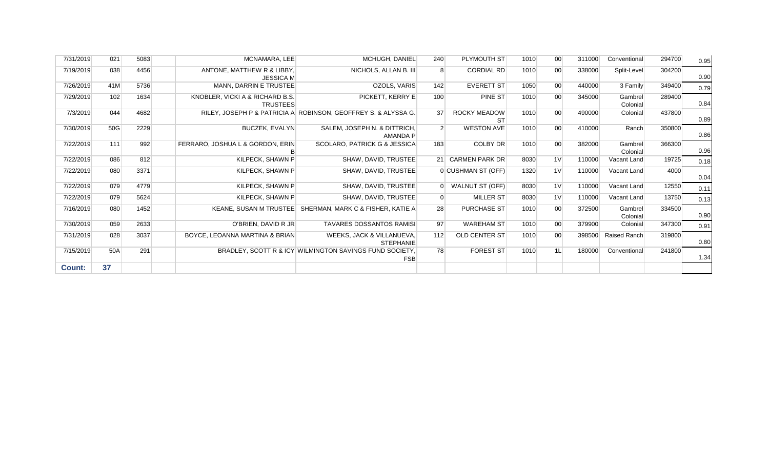| | | | | | | | | | | | | | | |
|---|---|---|---|---|---|---|---|---|---|---|---|---|---|---|
| 7/31/2019 | 021 | 5083 | | MCNAMARA, LEE | MCHUGH, DANIEL | 240 | PLYMOUTH ST | 1010 | 00 | 311000 | Conventional | 294700 | 0.95 |
| 7/19/2019 | 038 | 4456 | | ANTONE, MATTHEW R & LIBBY, JESSICA M | NICHOLS, ALLAN B. III | 8 | CORDIAL RD | 1010 | 00 | 338000 | Split-Level | 304200 | 0.90 |
| 7/26/2019 | 41M | 5736 | | MANN, DARRIN E TRUSTEE | OZOLS, VARIS | 142 | EVERETT ST | 1050 | 00 | 440000 | 3 Family | 349400 | 0.79 |
| 7/29/2019 | 102 | 1634 | | KNOBLER, VICKI A & RICHARD B.S. TRUSTEES | PICKETT, KERRY E | 100 | PINE ST | 1010 | 00 | 345000 | Gambrel Colonial | 289400 | 0.84 |
| 7/3/2019 | 044 | 4682 | | RILEY, JOSEPH P & PATRICIA A | ROBINSON, GEOFFREY S. & ALYSSA G. | 37 | ROCKY MEADOW ST | 1010 | 00 | 490000 | Colonial | 437800 | 0.89 |
| 7/30/2019 | 50G | 2229 | | BUCZEK, EVALYN | SALEM, JOSEPH N. & DITTRICH, AMANDA P | 2 | WESTON AVE | 1010 | 00 | 410000 | Ranch | 350800 | 0.86 |
| 7/22/2019 | 111 | 992 | | FERRARO, JOSHUA L & GORDON, ERIN B | SCOLARO, PATRICK G & JESSICA | 183 | COLBY DR | 1010 | 00 | 382000 | Gambrel Colonial | 366300 | 0.96 |
| 7/22/2019 | 086 | 812 | | KILPECK, SHAWN P | SHAW, DAVID, TRUSTEE | 21 | CARMEN PARK DR | 8030 | 1V | 110000 | Vacant Land | 19725 | 0.18 |
| 7/22/2019 | 080 | 3371 | | KILPECK, SHAWN P | SHAW, DAVID, TRUSTEE | 0 | CUSHMAN ST (OFF) | 1320 | 1V | 110000 | Vacant Land | 4000 | 0.04 |
| 7/22/2019 | 079 | 4779 | | KILPECK, SHAWN P | SHAW, DAVID, TRUSTEE | 0 | WALNUT ST (OFF) | 8030 | 1V | 110000 | Vacant Land | 12550 | 0.11 |
| 7/22/2019 | 079 | 5624 | | KILPECK, SHAWN P | SHAW, DAVID, TRUSTEE | 0 | MILLER ST | 8030 | 1V | 110000 | Vacant Land | 13750 | 0.13 |
| 7/16/2019 | 080 | 1452 | | KEANE, SUSAN M TRUSTEE | SHERMAN, MARK C & FISHER, KATIE A | 28 | PURCHASE ST | 1010 | 00 | 372500 | Gambrel Colonial | 334500 | 0.90 |
| 7/30/2019 | 059 | 2633 | | O'BRIEN, DAVID R JR | TAVARES DOSSANTOS RAMISI | 97 | WAREHAM ST | 1010 | 00 | 379900 | Colonial | 347300 | 0.91 |
| 7/31/2019 | 028 | 3037 | | BOYCE, LEOANNA MARTINA & BRIAN | WEEKS, JACK & VILLANUEVA, STEPHANIE | 112 | OLD CENTER ST | 1010 | 00 | 398500 | Raised Ranch | 319800 | 0.80 |
| 7/15/2019 | 50A | 291 | | BRADLEY, SCOTT R & ICY | WILMINGTON SAVINGS FUND SOCIETY, FSB | 78 | FOREST ST | 1010 | 1L | 180000 | Conventional | 241800 | 1.34 |
| **Count:** | **37** | | | | | | | | | | | | |